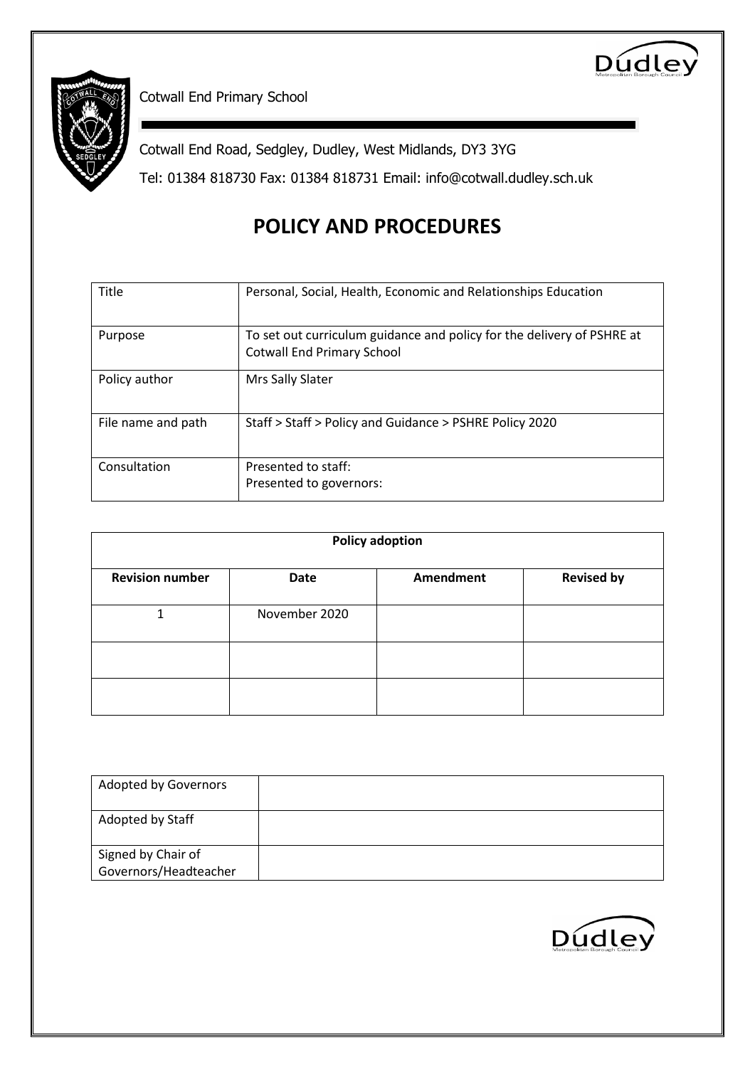Cotwall End Primary School

Cotwall End Road, Sedgley, Dudley, West Midlands, DY3 3YG

Tel: 01384 818730 Fax: 01384 818731 Email: info@cotwall.dudley.sch.uk

# POLICY AND PROCEDURES

| Title | Personal, Social, Health, Economic and Relationships Education |
|---|---|
| Purpose | To set out curriculum guidance and policy for the delivery of PSHRE at Cotwall End Primary School |
| Policy author | Mrs Sally Slater |
| File name and path | Staff > Staff > Policy and Guidance > PSHRE Policy 2020 |
| Consultation | Presented to staff:<br>Presented to governors: |

| Policy adoption | | | |
|---|---|---|---|
| **Revision number** | **Date** | **Amendment** | **Revised by** |
| 1 | November 2020 | | |
| | | | |
| | | | |

| Adopted by Governors | |
|---|---|
| Adopted by Staff | |
| Signed by Chair of Governors/Headteacher | |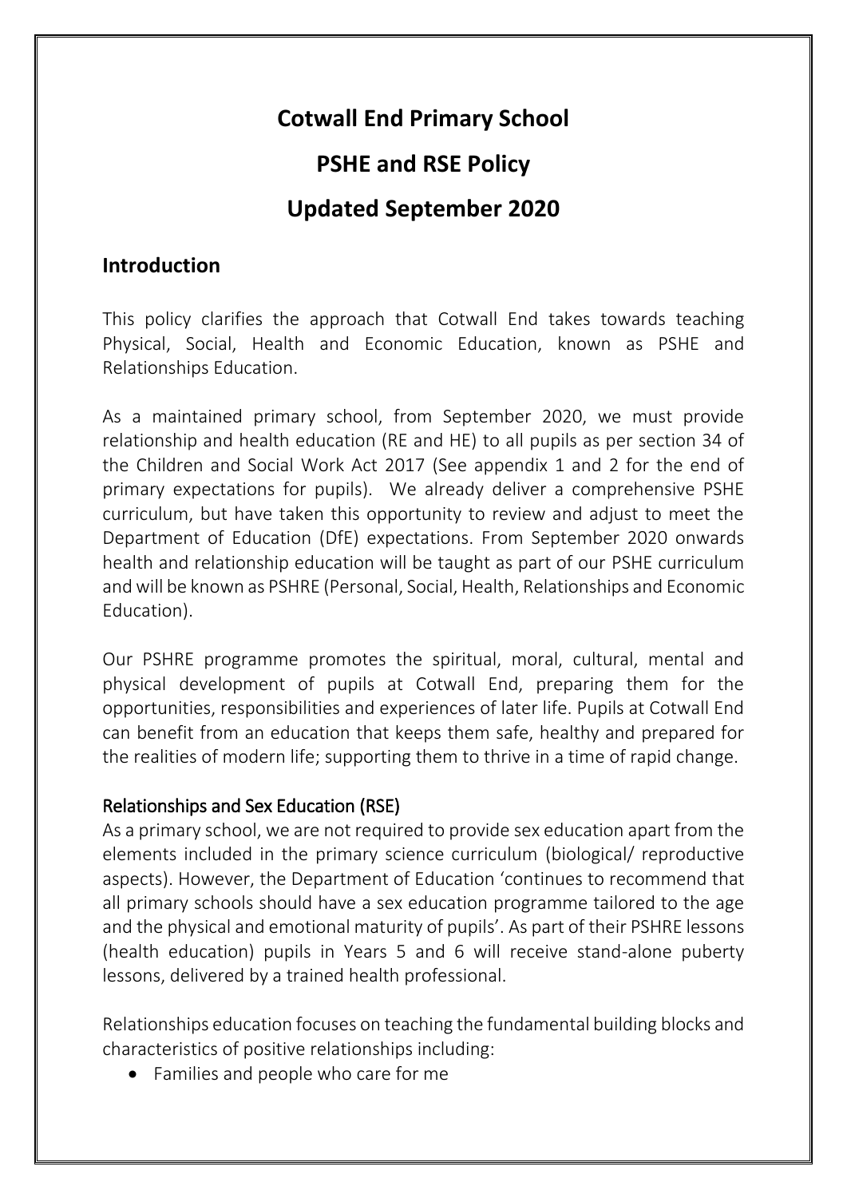# Cotwall End Primary School

# PSHE and RSE Policy

# Updated September 2020

## Introduction

This policy clarifies the approach that Cotwall End takes towards teaching Physical, Social, Health and Economic Education, known as PSHE and Relationships Education.

As a maintained primary school, from September 2020, we must provide relationship and health education (RE and HE) to all pupils as per section 34 of the Children and Social Work Act 2017 (See appendix 1 and 2 for the end of primary expectations for pupils). We already deliver a comprehensive PSHE curriculum, but have taken this opportunity to review and adjust to meet the Department of Education (DfE) expectations. From September 2020 onwards health and relationship education will be taught as part of our PSHE curriculum and will be known as PSHRE (Personal, Social, Health, Relationships and Economic Education).

Our PSHRE programme promotes the spiritual, moral, cultural, mental and physical development of pupils at Cotwall End, preparing them for the opportunities, responsibilities and experiences of later life. Pupils at Cotwall End can benefit from an education that keeps them safe, healthy and prepared for the realities of modern life; supporting them to thrive in a time of rapid change.

### Relationships and Sex Education (RSE)

As a primary school, we are not required to provide sex education apart from the elements included in the primary science curriculum (biological/ reproductive aspects). However, the Department of Education 'continues to recommend that all primary schools should have a sex education programme tailored to the age and the physical and emotional maturity of pupils'. As part of their PSHRE lessons (health education) pupils in Years 5 and 6 will receive stand-alone puberty lessons, delivered by a trained health professional.

Relationships education focuses on teaching the fundamental building blocks and characteristics of positive relationships including:

- Families and people who care for me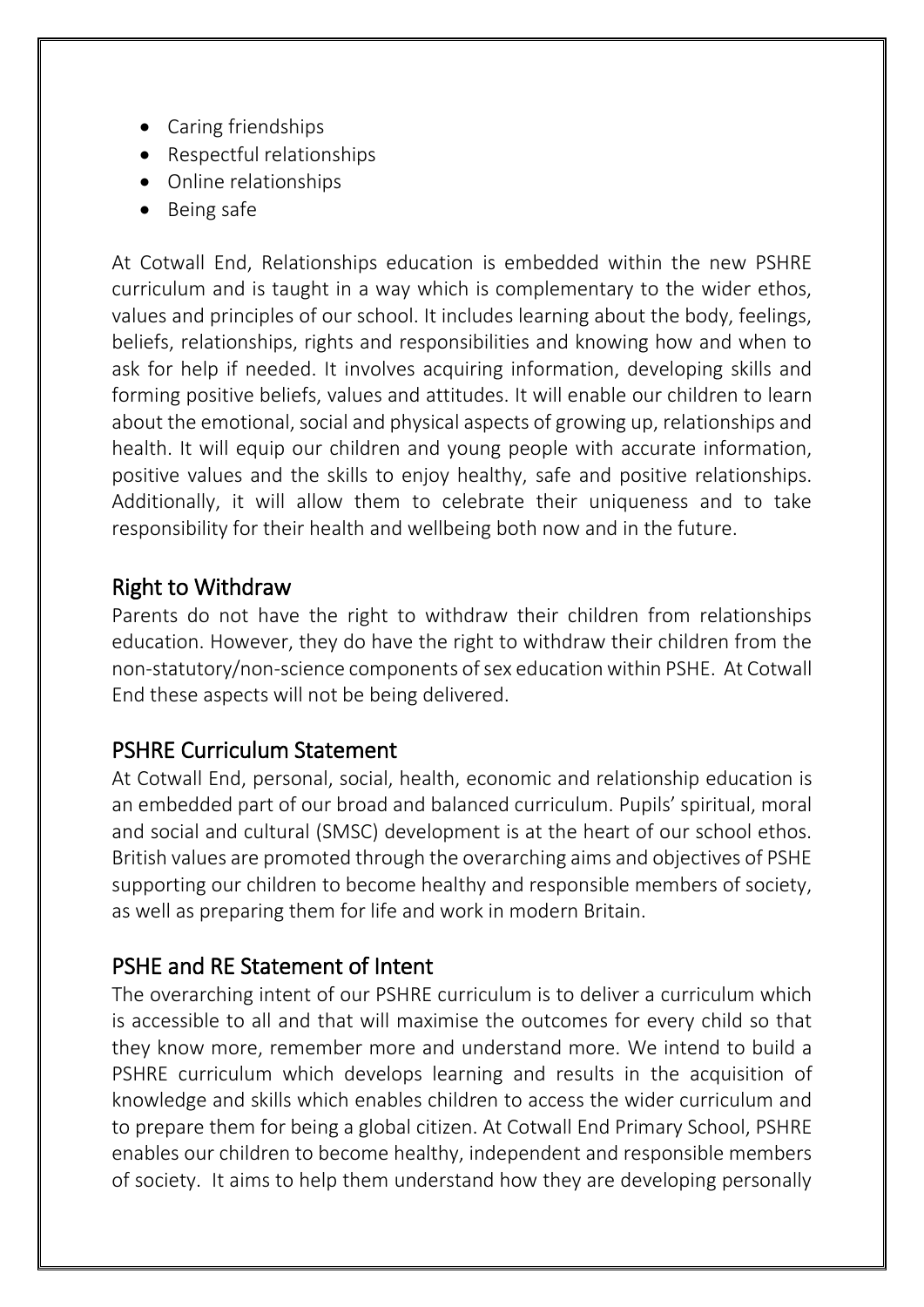- Caring friendships
- Respectful relationships
- Online relationships
- Being safe

At Cotwall End, Relationships education is embedded within the new PSHRE curriculum and is taught in a way which is complementary to the wider ethos, values and principles of our school. It includes learning about the body, feelings, beliefs, relationships, rights and responsibilities and knowing how and when to ask for help if needed. It involves acquiring information, developing skills and forming positive beliefs, values and attitudes. It will enable our children to learn about the emotional, social and physical aspects of growing up, relationships and health. It will equip our children and young people with accurate information, positive values and the skills to enjoy healthy, safe and positive relationships. Additionally, it will allow them to celebrate their uniqueness and to take responsibility for their health and wellbeing both now and in the future.

## Right to Withdraw

Parents do not have the right to withdraw their children from relationships education. However, they do have the right to withdraw their children from the non-statutory/non-science components of sex education within PSHE. At Cotwall End these aspects will not be being delivered.

## PSHRE Curriculum Statement

At Cotwall End, personal, social, health, economic and relationship education is an embedded part of our broad and balanced curriculum. Pupils' spiritual, moral and social and cultural (SMSC) development is at the heart of our school ethos. British values are promoted through the overarching aims and objectives of PSHE supporting our children to become healthy and responsible members of society, as well as preparing them for life and work in modern Britain.

## PSHE and RE Statement of Intent

The overarching intent of our PSHRE curriculum is to deliver a curriculum which is accessible to all and that will maximise the outcomes for every child so that they know more, remember more and understand more. We intend to build a PSHRE curriculum which develops learning and results in the acquisition of knowledge and skills which enables children to access the wider curriculum and to prepare them for being a global citizen. At Cotwall End Primary School, PSHRE enables our children to become healthy, independent and responsible members of society. It aims to help them understand how they are developing personally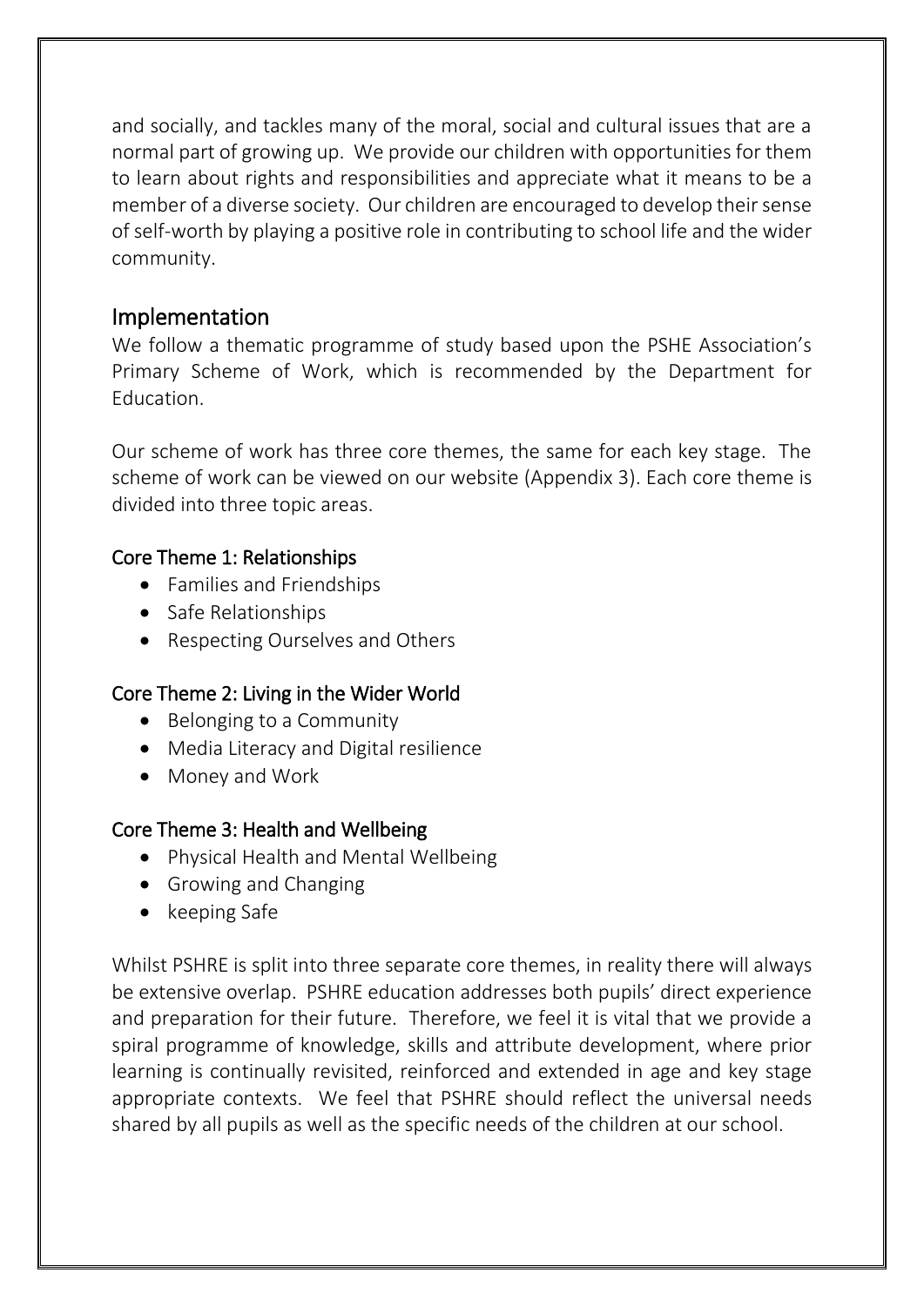and socially, and tackles many of the moral, social and cultural issues that are a normal part of growing up. We provide our children with opportunities for them to learn about rights and responsibilities and appreciate what it means to be a member of a diverse society. Our children are encouraged to develop their sense of self-worth by playing a positive role in contributing to school life and the wider community.

## Implementation

We follow a thematic programme of study based upon the PSHE Association's Primary Scheme of Work, which is recommended by the Department for Education.

Our scheme of work has three core themes, the same for each key stage. The scheme of work can be viewed on our website (Appendix 3). Each core theme is divided into three topic areas.

### Core Theme 1: Relationships

- Families and Friendships
- Safe Relationships
- Respecting Ourselves and Others

### Core Theme 2: Living in the Wider World

- Belonging to a Community
- Media Literacy and Digital resilience
- Money and Work

### Core Theme 3: Health and Wellbeing

- Physical Health and Mental Wellbeing
- Growing and Changing
- keeping Safe

Whilst PSHRE is split into three separate core themes, in reality there will always be extensive overlap. PSHRE education addresses both pupils' direct experience and preparation for their future. Therefore, we feel it is vital that we provide a spiral programme of knowledge, skills and attribute development, where prior learning is continually revisited, reinforced and extended in age and key stage appropriate contexts. We feel that PSHRE should reflect the universal needs shared by all pupils as well as the specific needs of the children at our school.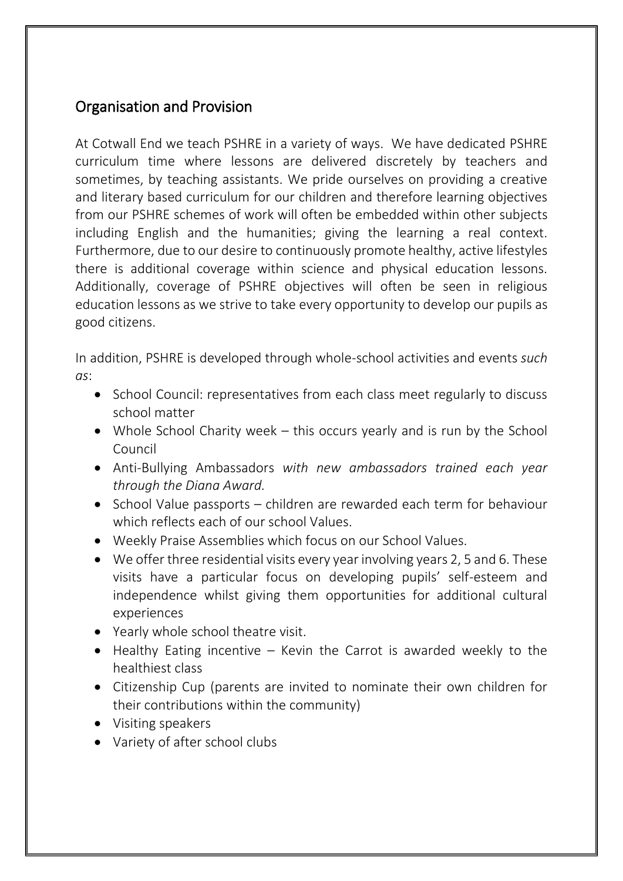## Organisation and Provision

At Cotwall End we teach PSHRE in a variety of ways. We have dedicated PSHRE curriculum time where lessons are delivered discretely by teachers and sometimes, by teaching assistants. We pride ourselves on providing a creative and literary based curriculum for our children and therefore learning objectives from our PSHRE schemes of work will often be embedded within other subjects including English and the humanities; giving the learning a real context. Furthermore, due to our desire to continuously promote healthy, active lifestyles there is additional coverage within science and physical education lessons. Additionally, coverage of PSHRE objectives will often be seen in religious education lessons as we strive to take every opportunity to develop our pupils as good citizens.

In addition, PSHRE is developed through whole-school activities and events *such as*:

- School Council: representatives from each class meet regularly to discuss school matter
- Whole School Charity week – this occurs yearly and is run by the School Council
- Anti-Bullying Ambassadors *with new ambassadors trained each year through the Diana Award.*
- School Value passports – children are rewarded each term for behaviour which reflects each of our school Values.
- Weekly Praise Assemblies which focus on our School Values.
- We offer three residential visits every year involving years 2, 5 and 6. These visits have a particular focus on developing pupils' self-esteem and independence whilst giving them opportunities for additional cultural experiences
- Yearly whole school theatre visit.
- Healthy Eating incentive – Kevin the Carrot is awarded weekly to the healthiest class
- Citizenship Cup (parents are invited to nominate their own children for their contributions within the community)
- Visiting speakers
- Variety of after school clubs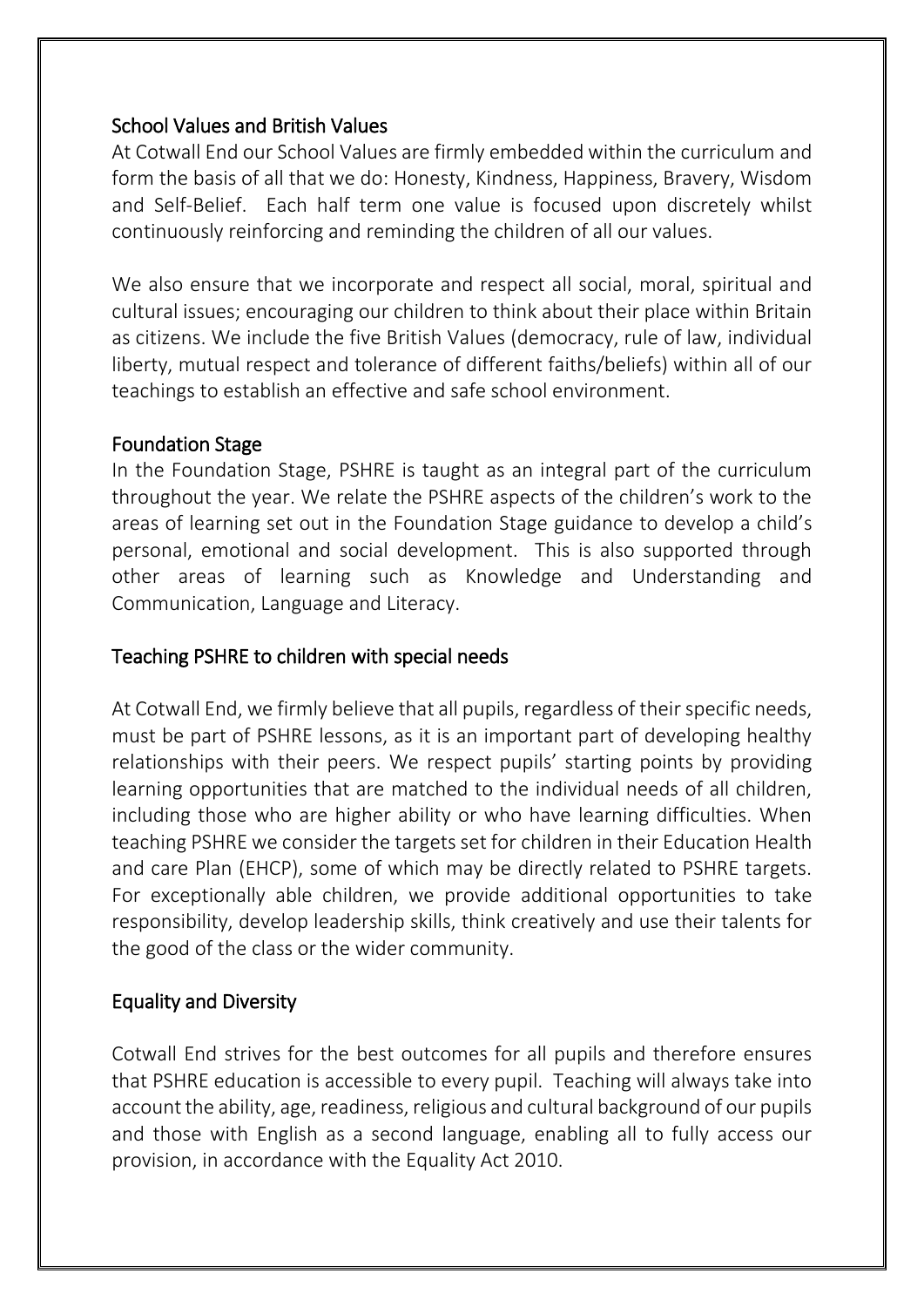## School Values and British Values

At Cotwall End our School Values are firmly embedded within the curriculum and form the basis of all that we do: Honesty, Kindness, Happiness, Bravery, Wisdom and Self-Belief. Each half term one value is focused upon discretely whilst continuously reinforcing and reminding the children of all our values.

We also ensure that we incorporate and respect all social, moral, spiritual and cultural issues; encouraging our children to think about their place within Britain as citizens. We include the five British Values (democracy, rule of law, individual liberty, mutual respect and tolerance of different faiths/beliefs) within all of our teachings to establish an effective and safe school environment.

## Foundation Stage

In the Foundation Stage, PSHRE is taught as an integral part of the curriculum throughout the year. We relate the PSHRE aspects of the children's work to the areas of learning set out in the Foundation Stage guidance to develop a child's personal, emotional and social development. This is also supported through other areas of learning such as Knowledge and Understanding and Communication, Language and Literacy.

## Teaching PSHRE to children with special needs

At Cotwall End, we firmly believe that all pupils, regardless of their specific needs, must be part of PSHRE lessons, as it is an important part of developing healthy relationships with their peers. We respect pupils' starting points by providing learning opportunities that are matched to the individual needs of all children, including those who are higher ability or who have learning difficulties. When teaching PSHRE we consider the targets set for children in their Education Health and care Plan (EHCP), some of which may be directly related to PSHRE targets. For exceptionally able children, we provide additional opportunities to take responsibility, develop leadership skills, think creatively and use their talents for the good of the class or the wider community.

## Equality and Diversity

Cotwall End strives for the best outcomes for all pupils and therefore ensures that PSHRE education is accessible to every pupil. Teaching will always take into account the ability, age, readiness, religious and cultural background of our pupils and those with English as a second language, enabling all to fully access our provision, in accordance with the Equality Act 2010.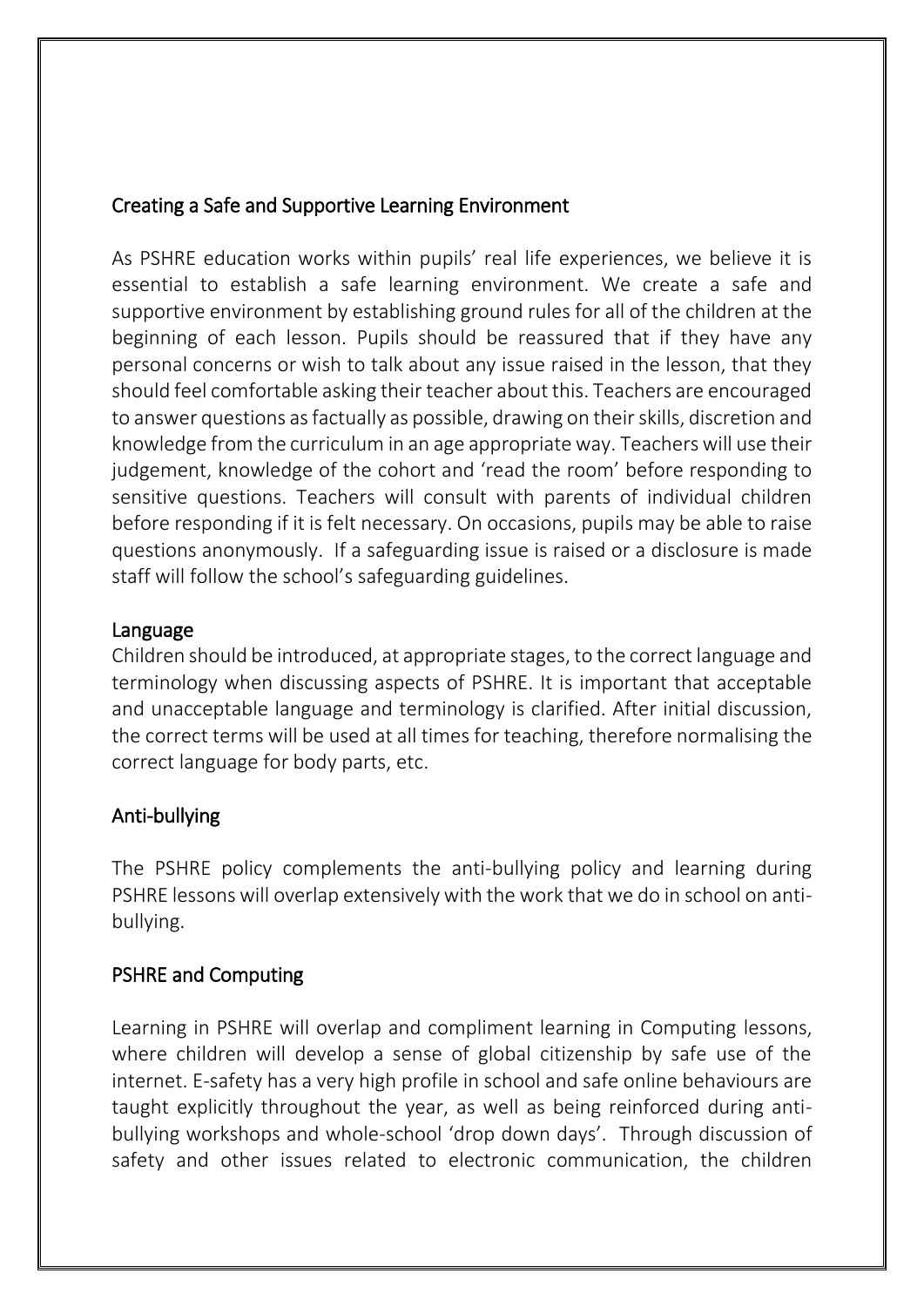## Creating a Safe and Supportive Learning Environment

As PSHRE education works within pupils' real life experiences, we believe it is essential to establish a safe learning environment. We create a safe and supportive environment by establishing ground rules for all of the children at the beginning of each lesson. Pupils should be reassured that if they have any personal concerns or wish to talk about any issue raised in the lesson, that they should feel comfortable asking their teacher about this. Teachers are encouraged to answer questions as factually as possible, drawing on their skills, discretion and knowledge from the curriculum in an age appropriate way. Teachers will use their judgement, knowledge of the cohort and 'read the room' before responding to sensitive questions. Teachers will consult with parents of individual children before responding if it is felt necessary. On occasions, pupils may be able to raise questions anonymously. If a safeguarding issue is raised or a disclosure is made staff will follow the school's safeguarding guidelines.

## Language

Children should be introduced, at appropriate stages, to the correct language and terminology when discussing aspects of PSHRE. It is important that acceptable and unacceptable language and terminology is clarified. After initial discussion, the correct terms will be used at all times for teaching, therefore normalising the correct language for body parts, etc.

## Anti-bullying

The PSHRE policy complements the anti-bullying policy and learning during PSHRE lessons will overlap extensively with the work that we do in school on anti-bullying.

## PSHRE and Computing

Learning in PSHRE will overlap and compliment learning in Computing lessons, where children will develop a sense of global citizenship by safe use of the internet. E-safety has a very high profile in school and safe online behaviours are taught explicitly throughout the year, as well as being reinforced during anti-bullying workshops and whole-school 'drop down days'. Through discussion of safety and other issues related to electronic communication, the children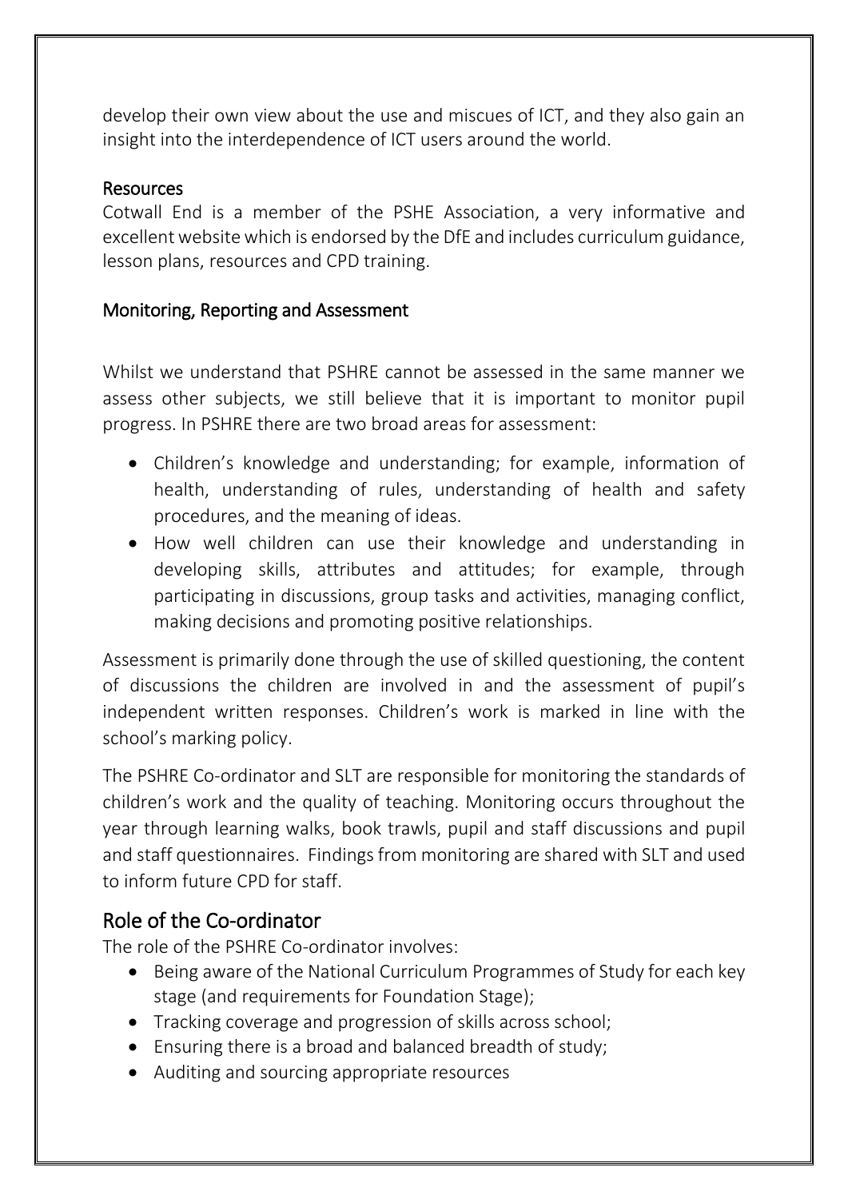develop their own view about the use and miscues of ICT, and they also gain an insight into the interdependence of ICT users around the world.

### Resources

Cotwall End is a member of the PSHE Association, a very informative and excellent website which is endorsed by the DfE and includes curriculum guidance, lesson plans, resources and CPD training.

### Monitoring, Reporting and Assessment

Whilst we understand that PSHRE cannot be assessed in the same manner we assess other subjects, we still believe that it is important to monitor pupil progress. In PSHRE there are two broad areas for assessment:

- Children's knowledge and understanding; for example, information of health, understanding of rules, understanding of health and safety procedures, and the meaning of ideas.
- How well children can use their knowledge and understanding in developing skills, attributes and attitudes; for example, through participating in discussions, group tasks and activities, managing conflict, making decisions and promoting positive relationships.

Assessment is primarily done through the use of skilled questioning, the content of discussions the children are involved in and the assessment of pupil's independent written responses. Children's work is marked in line with the school's marking policy.

The PSHRE Co-ordinator and SLT are responsible for monitoring the standards of children's work and the quality of teaching. Monitoring occurs throughout the year through learning walks, book trawls, pupil and staff discussions and pupil and staff questionnaires. Findings from monitoring are shared with SLT and used to inform future CPD for staff.

## Role of the Co-ordinator

The role of the PSHRE Co-ordinator involves:

- Being aware of the National Curriculum Programmes of Study for each key stage (and requirements for Foundation Stage);
- Tracking coverage and progression of skills across school;
- Ensuring there is a broad and balanced breadth of study;
- Auditing and sourcing appropriate resources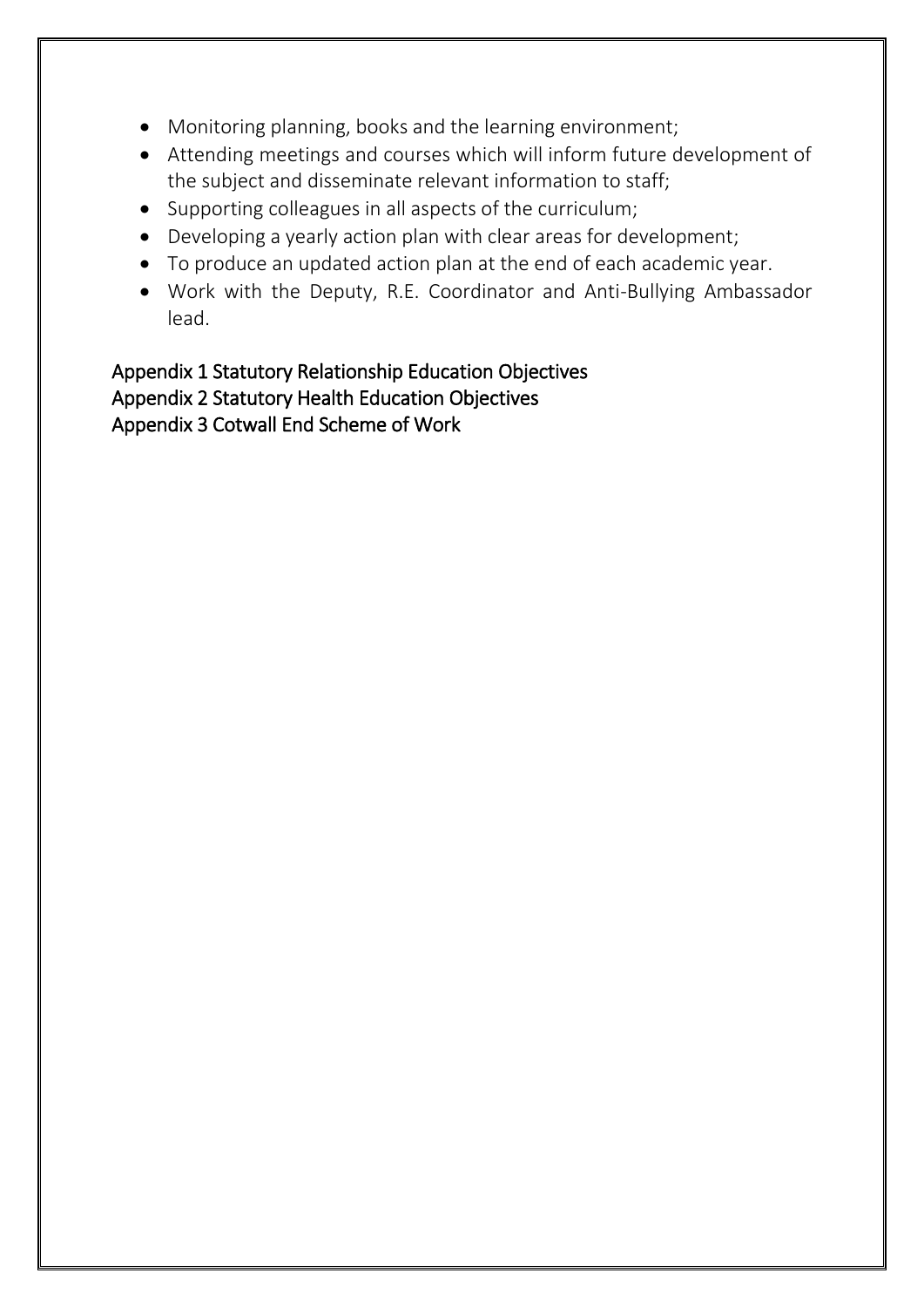- Monitoring planning, books and the learning environment;
- Attending meetings and courses which will inform future development of the subject and disseminate relevant information to staff;
- Supporting colleagues in all aspects of the curriculum;
- Developing a yearly action plan with clear areas for development;
- To produce an updated action plan at the end of each academic year.
- Work with the Deputy, R.E. Coordinator and Anti-Bullying Ambassador lead.

Appendix 1 Statutory Relationship Education Objectives
Appendix 2 Statutory Health Education Objectives
Appendix 3 Cotwall End Scheme of Work